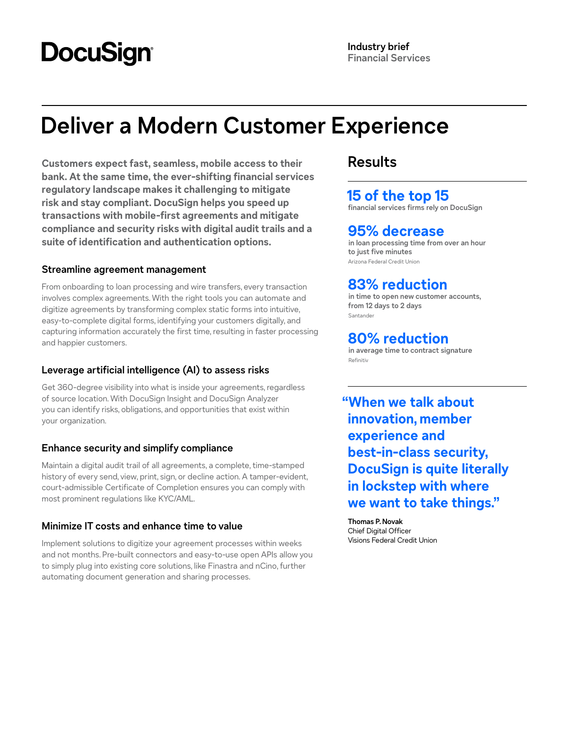DocuSign

**Industry brief**
Financial Services

# Deliver a Modern Customer Experience

**Customers expect fast, seamless, mobile access to their bank. At the same time, the ever-shifting financial services regulatory landscape makes it challenging to mitigate risk and stay compliant. DocuSign helps you speed up transactions with mobile-first agreements and mitigate compliance and security risks with digital audit trails and a suite of identification and authentication options.**

### Streamline agreement management

From onboarding to loan processing and wire transfers, every transaction involves complex agreements. With the right tools you can automate and digitize agreements by transforming complex static forms into intuitive, easy-to-complete digital forms, identifying your customers digitally, and capturing information accurately the first time, resulting in faster processing and happier customers.

### Leverage artificial intelligence (AI) to assess risks

Get 360-degree visibility into what is inside your agreements, regardless of source location. With DocuSign Insight and DocuSign Analyzer you can identify risks, obligations, and opportunities that exist within your organization.

### Enhance security and simplify compliance

Maintain a digital audit trail of all agreements, a complete, time-stamped history of every send, view, print, sign, or decline action. A tamper-evident, court-admissible Certificate of Completion ensures you can comply with most prominent regulations like KYC/AML.

### Minimize IT costs and enhance time to value

Implement solutions to digitize your agreement processes within weeks and not months. Pre-built connectors and easy-to-use open APIs allow you to simply plug into existing core solutions, like Finastra and nCino, further automating document generation and sharing processes.

## Results

**15 of the top 15**
financial services firms rely on DocuSign

**95% decrease**
in loan processing time from over an hour to just five minutes
Arizona Federal Credit Union

**83% reduction**
in time to open new customer accounts, from 12 days to 2 days
Santander

**80% reduction**
in average time to contract signature
Refinitiv

> **"When we talk about innovation, member experience and best-in-class security, DocuSign is quite literally in lockstep with where we want to take things."**
>
> **Thomas P. Novak**
> Chief Digital Officer
> Visions Federal Credit Union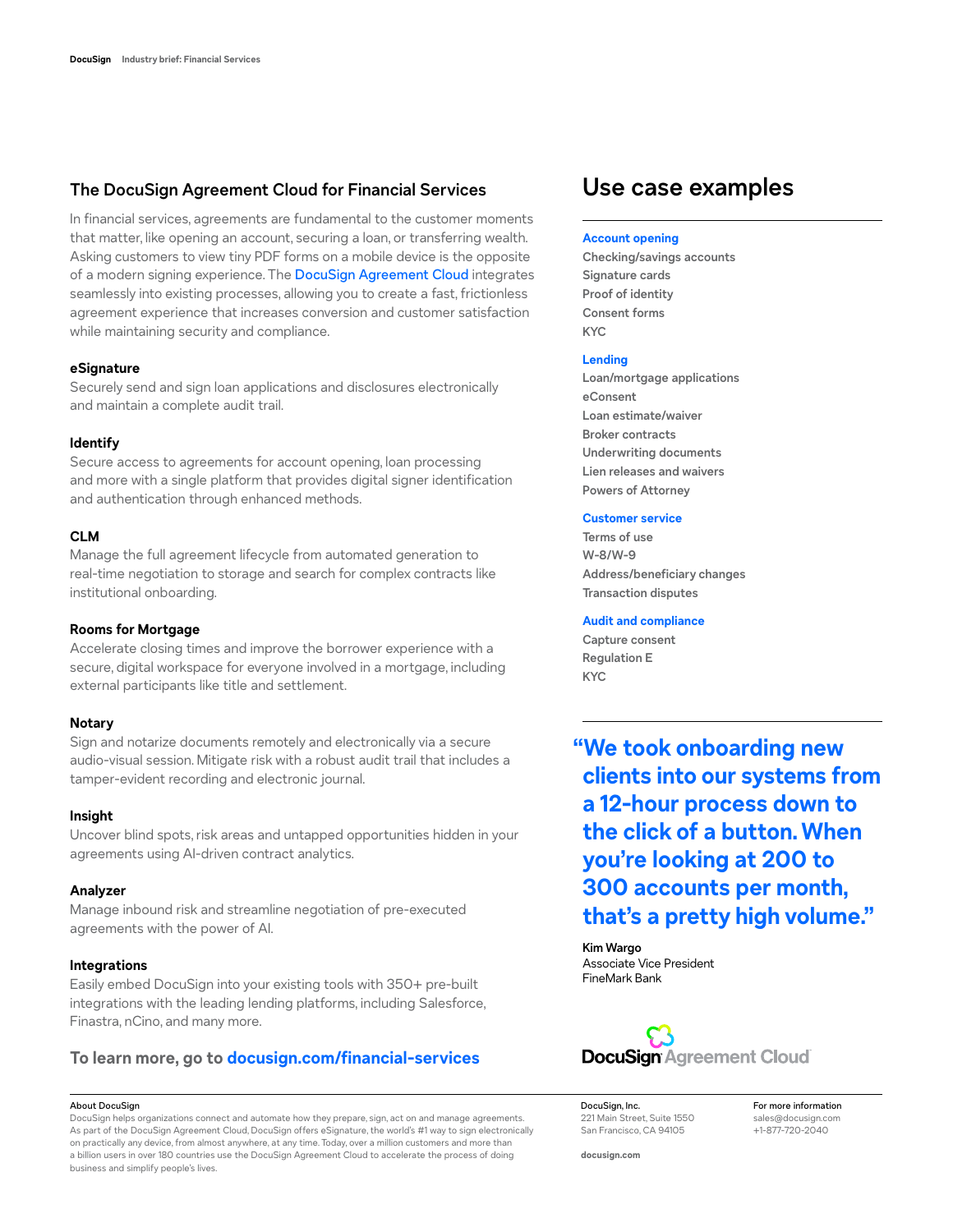## The DocuSign Agreement Cloud for Financial Services

In financial services, agreements are fundamental to the customer moments that matter, like opening an account, securing a loan, or transferring wealth. Asking customers to view tiny PDF forms on a mobile device is the opposite of a modern signing experience. The DocuSign Agreement Cloud integrates seamlessly into existing processes, allowing you to create a fast, frictionless agreement experience that increases conversion and customer satisfaction while maintaining security and compliance.

**eSignature**
Securely send and sign loan applications and disclosures electronically and maintain a complete audit trail.

**Identify**
Secure access to agreements for account opening, loan processing and more with a single platform that provides digital signer identification and authentication through enhanced methods.

**CLM**
Manage the full agreement lifecycle from automated generation to real-time negotiation to storage and search for complex contracts like institutional onboarding.

**Rooms for Mortgage**
Accelerate closing times and improve the borrower experience with a secure, digital workspace for everyone involved in a mortgage, including external participants like title and settlement.

**Notary**
Sign and notarize documents remotely and electronically via a secure audio-visual session. Mitigate risk with a robust audit trail that includes a tamper-evident recording and electronic journal.

**Insight**
Uncover blind spots, risk areas and untapped opportunities hidden in your agreements using AI-driven contract analytics.

**Analyzer**
Manage inbound risk and streamline negotiation of pre-executed agreements with the power of AI.

**Integrations**
Easily embed DocuSign into your existing tools with 350+ pre-built integrations with the leading lending platforms, including Salesforce, Finastra, nCino, and many more.

**To learn more, go to docusign.com/financial-services**

# Use case examples

**Account opening**
- Checking/savings accounts
- Signature cards
- Proof of identity
- Consent forms
- KYC

**Lending**
- Loan/mortgage applications
- eConsent
- Loan estimate/waiver
- Broker contracts
- Underwriting documents
- Lien releases and waivers
- Powers of Attorney

**Customer service**
- Terms of use
- W-8/W-9
- Address/beneficiary changes
- Transaction disputes

**Audit and compliance**
- Capture consent
- Regulation E
- KYC

> **"We took onboarding new clients into our systems from a 12-hour process down to the click of a button. When you're looking at 200 to 300 accounts per month, that's a pretty high volume."**

**Kim Wargo**
Associate Vice President
FineMark Bank

DocuSign Agreement Cloud

**About DocuSign**
DocuSign helps organizations connect and automate how they prepare, sign, act on and manage agreements. As part of the DocuSign Agreement Cloud, DocuSign offers eSignature, the world's #1 way to sign electronically on practically any device, from almost anywhere, at any time. Today, over a million customers and more than a billion users in over 180 countries use the DocuSign Agreement Cloud to accelerate the process of doing business and simplify people's lives.

**DocuSign, Inc.**
221 Main Street, Suite 1550
San Francisco, CA 94105

docusign.com

**For more information**
sales@docusign.com
+1-877-720-2040